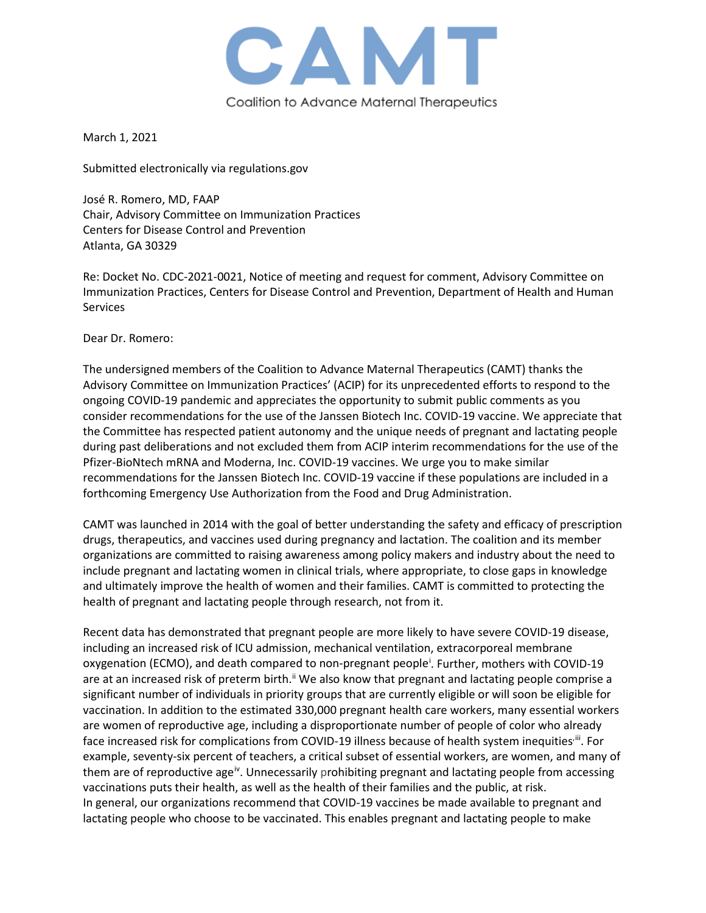# CAMT

Coalition to Advance Maternal Therapeutics

March 1, 2021

Submitted electronically via regulations.gov

José R. Romero, MD, FAAP
Chair, Advisory Committee on Immunization Practices
Centers for Disease Control and Prevention
Atlanta, GA 30329

Re: Docket No. CDC-2021-0021, Notice of meeting and request for comment, Advisory Committee on Immunization Practices, Centers for Disease Control and Prevention, Department of Health and Human Services

Dear Dr. Romero:

The undersigned members of the Coalition to Advance Maternal Therapeutics (CAMT) thanks the Advisory Committee on Immunization Practices' (ACIP) for its unprecedented efforts to respond to the ongoing COVID-19 pandemic and appreciates the opportunity to submit public comments as you consider recommendations for the use of the Janssen Biotech Inc. COVID-19 vaccine. We appreciate that the Committee has respected patient autonomy and the unique needs of pregnant and lactating people during past deliberations and not excluded them from ACIP interim recommendations for the use of the Pfizer-BioNtech mRNA and Moderna, Inc. COVID-19 vaccines. We urge you to make similar recommendations for the Janssen Biotech Inc. COVID-19 vaccine if these populations are included in a forthcoming Emergency Use Authorization from the Food and Drug Administration.

CAMT was launched in 2014 with the goal of better understanding the safety and efficacy of prescription drugs, therapeutics, and vaccines used during pregnancy and lactation. The coalition and its member organizations are committed to raising awareness among policy makers and industry about the need to include pregnant and lactating women in clinical trials, where appropriate, to close gaps in knowledge and ultimately improve the health of women and their families. CAMT is committed to protecting the health of pregnant and lactating people through research, not from it.

Recent data has demonstrated that pregnant people are more likely to have severe COVID-19 disease, including an increased risk of ICU admission, mechanical ventilation, extracorporeal membrane oxygenation (ECMO), and death compared to non-pregnant people[i]. Further, mothers with COVID-19 are at an increased risk of preterm birth.[ii] We also know that pregnant and lactating people comprise a significant number of individuals in priority groups that are currently eligible or will soon be eligible for vaccination. In addition to the estimated 330,000 pregnant health care workers, many essential workers are women of reproductive age, including a disproportionate number of people of color who already face increased risk for complications from COVID-19 illness because of health system inequities[iii]. For example, seventy-six percent of teachers, a critical subset of essential workers, are women, and many of them are of reproductive age[iv]. Unnecessarily prohibiting pregnant and lactating people from accessing vaccinations puts their health, as well as the health of their families and the public, at risk.
In general, our organizations recommend that COVID-19 vaccines be made available to pregnant and lactating people who choose to be vaccinated. This enables pregnant and lactating people to make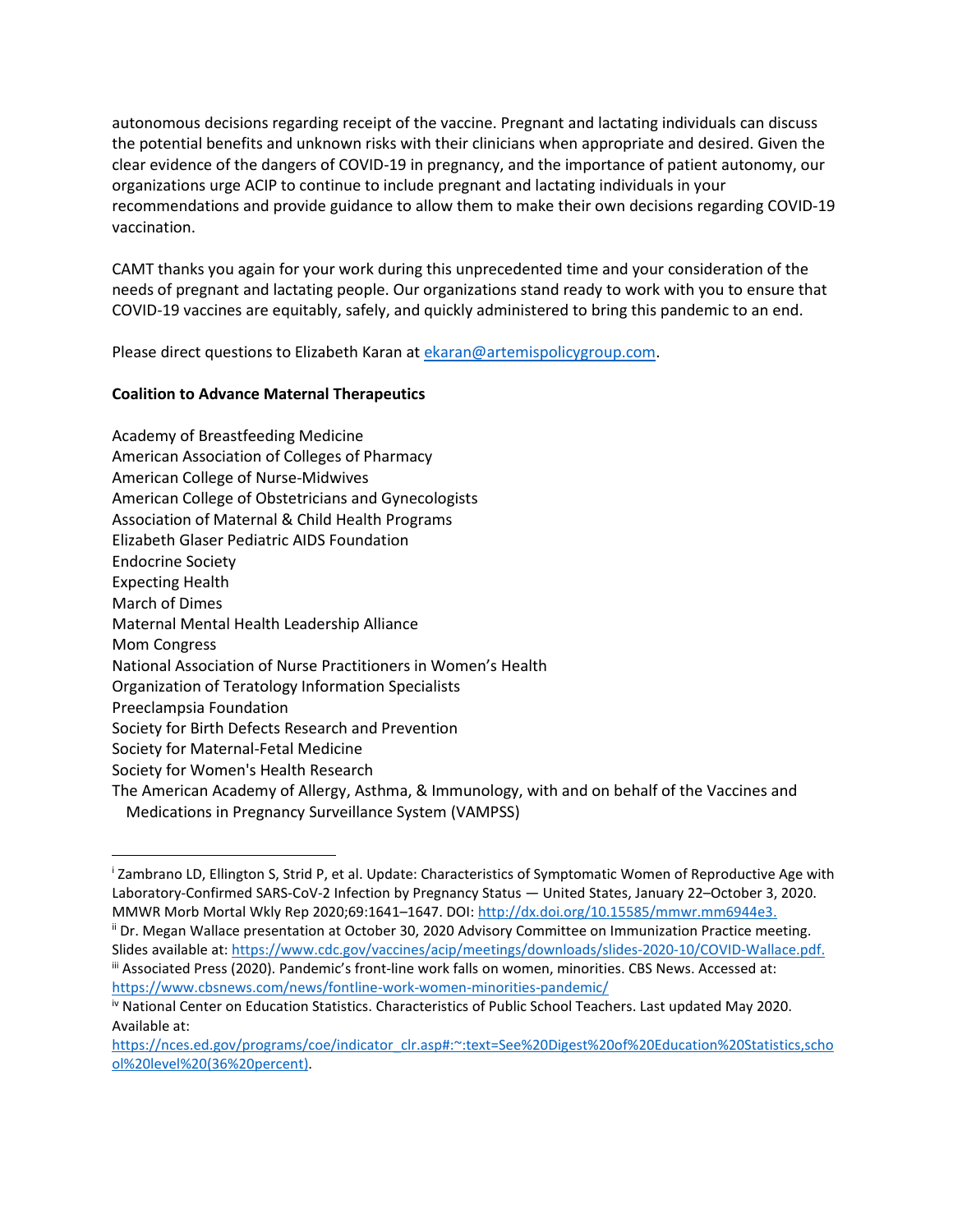autonomous decisions regarding receipt of the vaccine. Pregnant and lactating individuals can discuss the potential benefits and unknown risks with their clinicians when appropriate and desired. Given the clear evidence of the dangers of COVID-19 in pregnancy, and the importance of patient autonomy, our organizations urge ACIP to continue to include pregnant and lactating individuals in your recommendations and provide guidance to allow them to make their own decisions regarding COVID-19 vaccination.

CAMT thanks you again for your work during this unprecedented time and your consideration of the needs of pregnant and lactating people. Our organizations stand ready to work with you to ensure that COVID-19 vaccines are equitably, safely, and quickly administered to bring this pandemic to an end.

Please direct questions to Elizabeth Karan at ekaran@artemispolicygroup.com.

**Coalition to Advance Maternal Therapeutics**

Academy of Breastfeeding Medicine
American Association of Colleges of Pharmacy
American College of Nurse-Midwives
American College of Obstetricians and Gynecologists
Association of Maternal & Child Health Programs
Elizabeth Glaser Pediatric AIDS Foundation
Endocrine Society
Expecting Health
March of Dimes
Maternal Mental Health Leadership Alliance
Mom Congress
National Association of Nurse Practitioners in Women's Health
Organization of Teratology Information Specialists
Preeclampsia Foundation
Society for Birth Defects Research and Prevention
Society for Maternal-Fetal Medicine
Society for Women's Health Research
The American Academy of Allergy, Asthma, & Immunology, with and on behalf of the Vaccines and Medications in Pregnancy Surveillance System (VAMPSS)

---

[i] Zambrano LD, Ellington S, Strid P, et al. Update: Characteristics of Symptomatic Women of Reproductive Age with Laboratory-Confirmed SARS-CoV-2 Infection by Pregnancy Status — United States, January 22–October 3, 2020. MMWR Morb Mortal Wkly Rep 2020;69:1641–1647. DOI: http://dx.doi.org/10.15585/mmwr.mm6944e3.

[ii] Dr. Megan Wallace presentation at October 30, 2020 Advisory Committee on Immunization Practice meeting. Slides available at: https://www.cdc.gov/vaccines/acip/meetings/downloads/slides-2020-10/COVID-Wallace.pdf.

[iii] Associated Press (2020). Pandemic's front-line work falls on women, minorities. CBS News. Accessed at: https://www.cbsnews.com/news/fontline-work-women-minorities-pandemic/

[iv] National Center on Education Statistics. Characteristics of Public School Teachers. Last updated May 2020. Available at: https://nces.ed.gov/programs/coe/indicator_clr.asp#:~:text=See%20Digest%20of%20Education%20Statistics,school%20level%20(36%20percent).